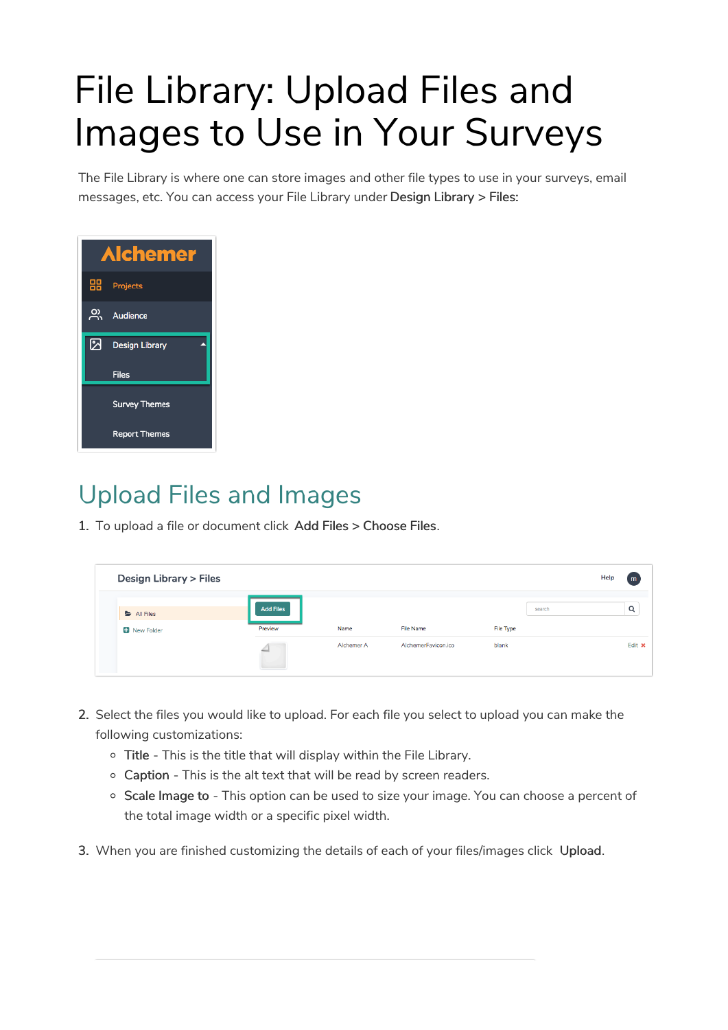# File Library: Upload Files and Images to Use in Your Surveys

The File Library is where one can store images and other file types to use in your surveys, email messages, etc. You can access your File Library under **Design Library** > **Files:**

## Upload Files and Images

1. To upload a file or document click **Add Files** > **Choose Files**.
2. Select the files you would like to upload. For each file you select to upload you can make the following customizations:
   - **Title** - This is the title that will display within the File Library.
   - **Caption** - This is the alt text that will be read by screen readers.
   - **Scale Image to** - This option can be used to size your image. You can choose a percent of the total image width or a specific pixel width.
3. When you are finished customizing the details of each of your files/images click **Upload**.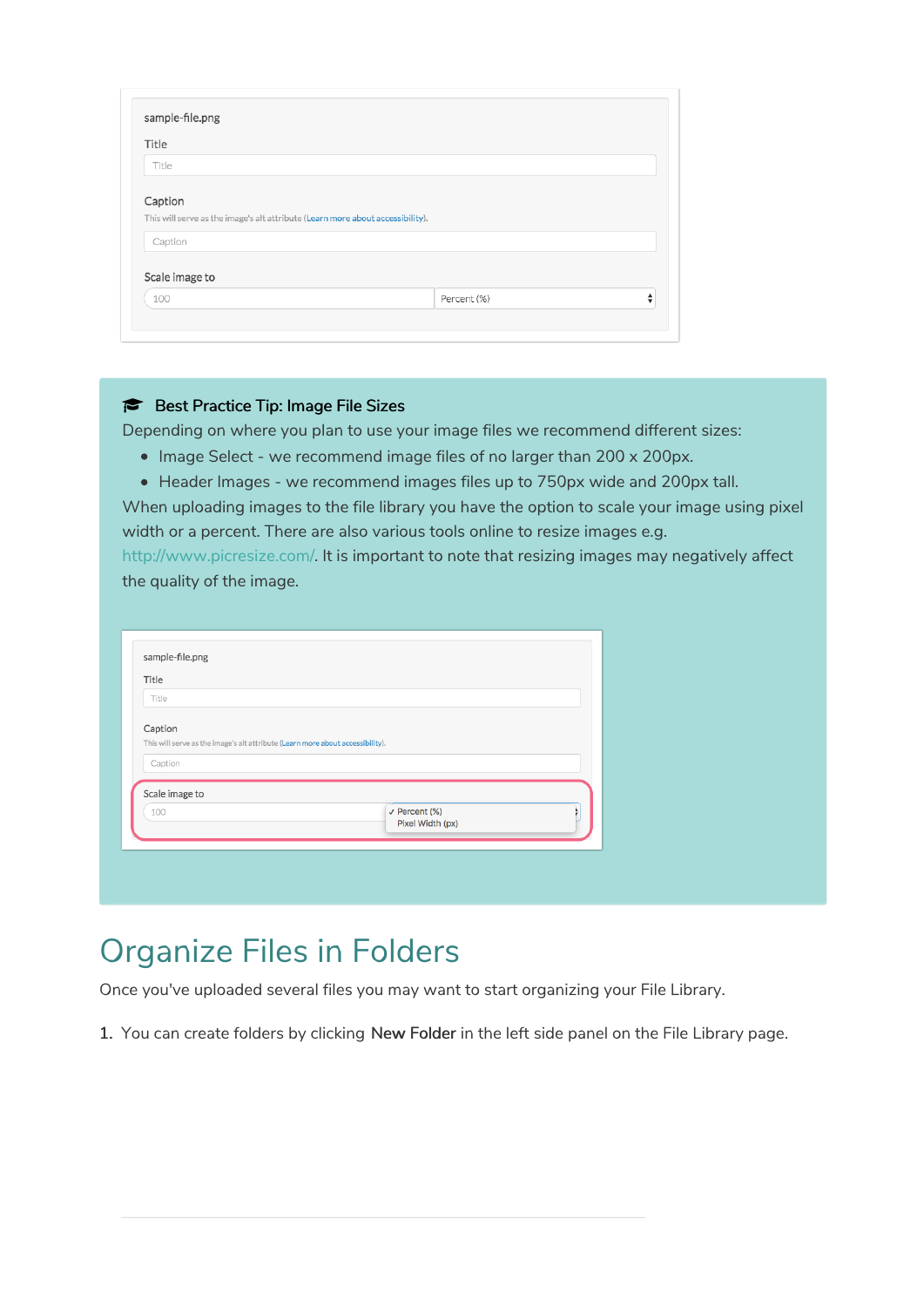sample-file.png

Title

Title

Caption

This will serve as the image's alt attribute (Learn more about accessibility).

Caption

Scale image to

100 | Percent (%)

**Best Practice Tip: Image File Sizes**

Depending on where you plan to use your image files we recommend different sizes:

- Image Select - we recommend image files of no larger than 200 x 200px.
- Header Images - we recommend images files up to 750px wide and 200px tall.

When uploading images to the file library you have the option to scale your image using pixel width or a percent. There are also various tools online to resize images e.g. http://www.picresize.com/. It is important to note that resizing images may negatively affect the quality of the image.

sample-file.png

Title

Title

Caption

This will serve as the image's alt attribute (Learn more about accessibility).

Caption

Scale image to

100 | ✓ Percent (%) / Pixel Width (px)

# Organize Files in Folders

Once you've uploaded several files you may want to start organizing your File Library.

1. You can create folders by clicking **New Folder** in the left side panel on the File Library page.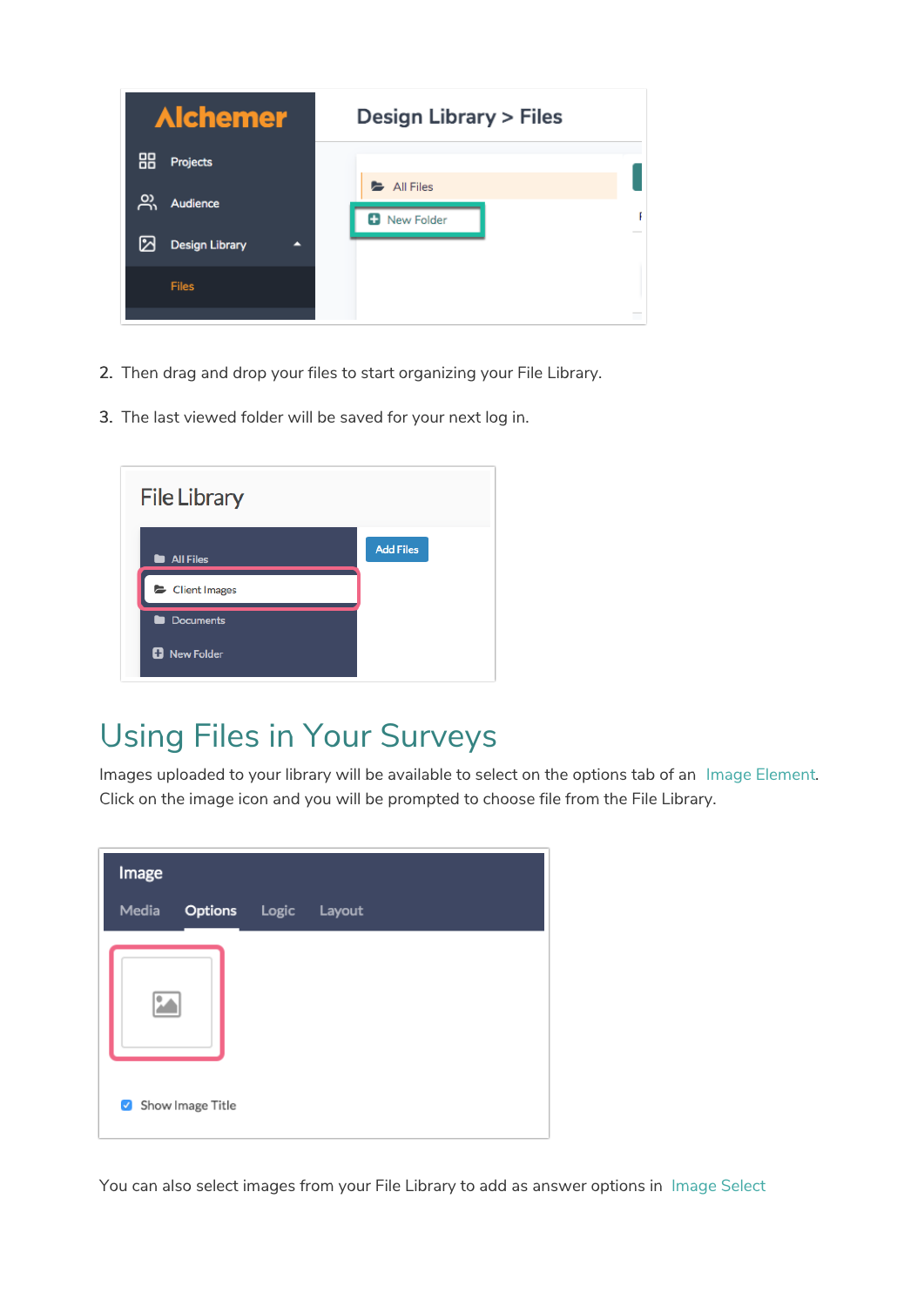2. Then drag and drop your files to start organizing your File Library.
3. The last viewed folder will be saved for your next log in.

## Using Files in Your Surveys

Images uploaded to your library will be available to select on the options tab of an Image Element. Click on the image icon and you will be prompted to choose file from the File Library.

You can also select images from your File Library to add as answer options in Image Select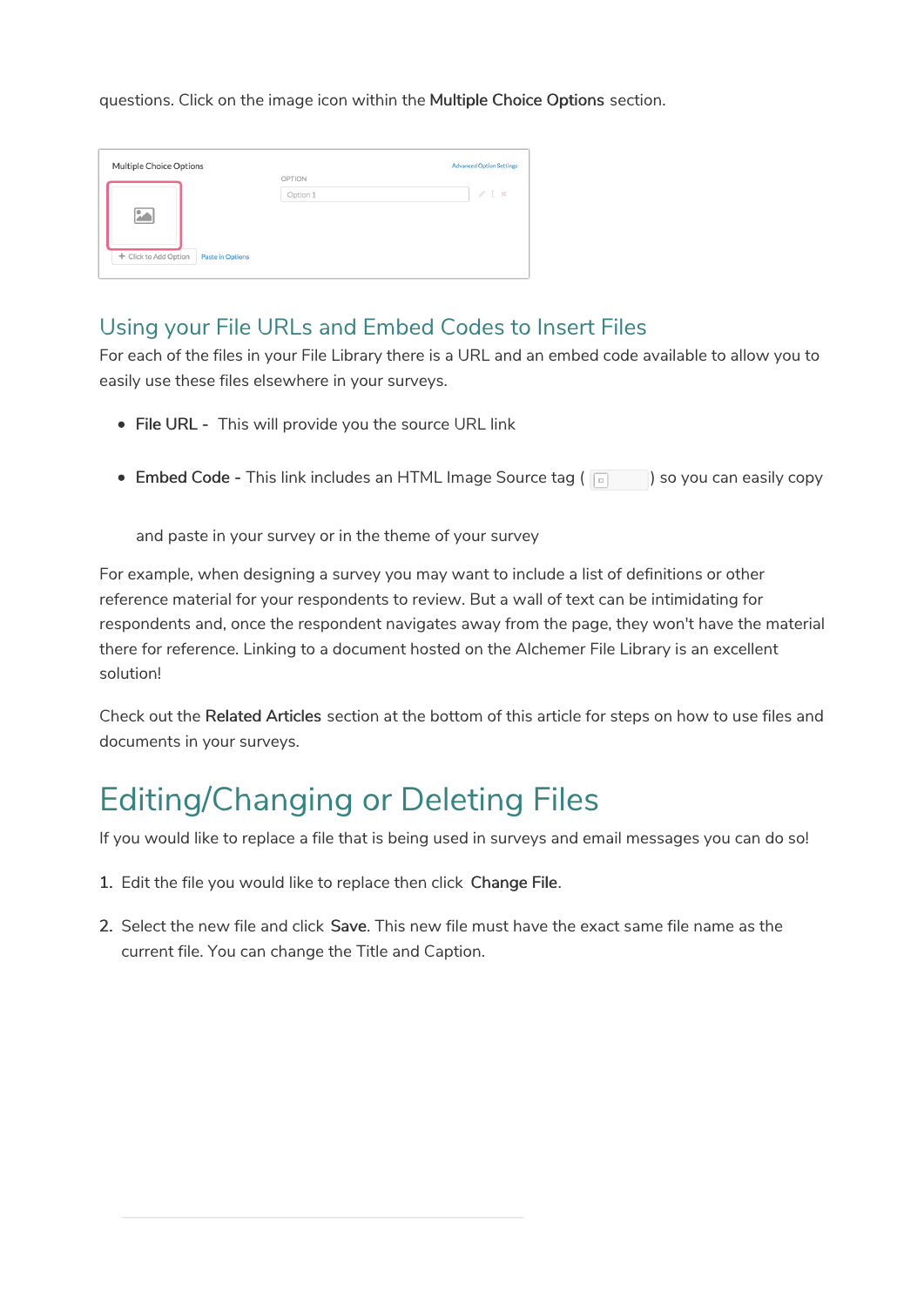questions. Click on the image icon within the **Multiple Choice Options** section.

## Using your File URLs and Embed Codes to Insert Files

For each of the files in your File Library there is a URL and an embed code available to allow you to easily use these files elsewhere in your surveys.

- **File URL -** This will provide you the source URL link
- **Embed Code -** This link includes an HTML Image Source tag ( ) so you can easily copy and paste in your survey or in the theme of your survey

For example, when designing a survey you may want to include a list of definitions or other reference material for your respondents to review. But a wall of text can be intimidating for respondents and, once the respondent navigates away from the page, they won't have the material there for reference. Linking to a document hosted on the Alchemer File Library is an excellent solution!

Check out the **Related Articles** section at the bottom of this article for steps on how to use files and documents in your surveys.

# Editing/Changing or Deleting Files

If you would like to replace a file that is being used in surveys and email messages you can do so!

1. Edit the file you would like to replace then click **Change File**.
2. Select the new file and click **Save**. This new file must have the exact same file name as the current file. You can change the Title and Caption.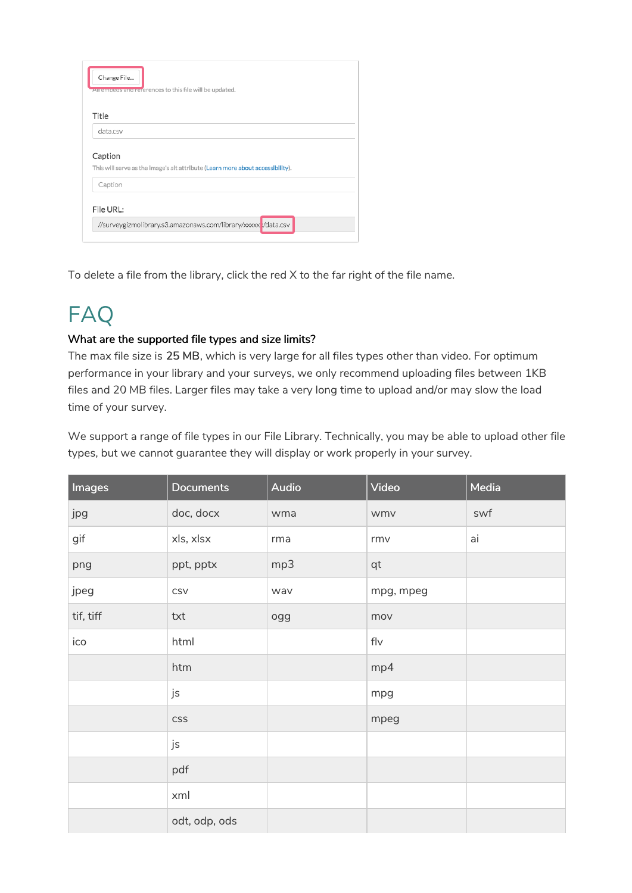To delete a file from the library, click the red X to the far right of the file name.

# FAQ

**What are the supported file types and size limits?**

The max file size is **25 MB**, which is very large for all files types other than video. For optimum performance in your library and your surveys, we only recommend uploading files between 1KB files and 20 MB files. Larger files may take a very long time to upload and/or may slow the load time of your survey.

We support a range of file types in our File Library. Technically, you may be able to upload other file types, but we cannot guarantee they will display or work properly in your survey.

| Images | Documents | Audio | Video | Media |
|---|---|---|---|---|
| jpg | doc, docx | wma | wmv | swf |
| gif | xls, xlsx | rma | rmv | ai |
| png | ppt, pptx | mp3 | qt | |
| jpeg | csv | wav | mpg, mpeg | |
| tif, tiff | txt | ogg | mov | |
| ico | html | | flv | |
| | htm | | mp4 | |
| | js | | mpg | |
| | css | | mpeg | |
| | js | | | |
| | pdf | | | |
| | xml | | | |
| | odt, odp, ods | | | |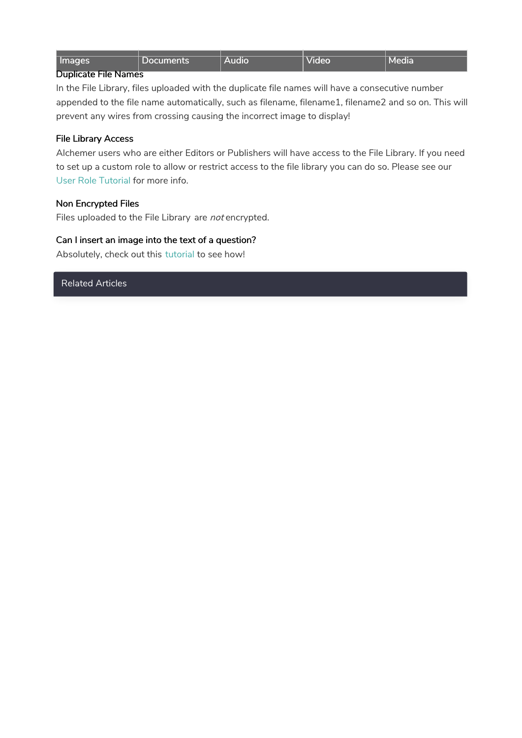| Images | Documents | Audio | Video | Media |
| --- | --- | --- | --- | --- |

### Duplicate File Names

In the File Library, files uploaded with the duplicate file names will have a consecutive number appended to the file name automatically, such as filename, filename1, filename2 and so on. This will prevent any wires from crossing causing the incorrect image to display!

### File Library Access

Alchemer users who are either Editors or Publishers will have access to the File Library. If you need to set up a custom role to allow or restrict access to the file library you can do so. Please see our User Role Tutorial for more info.

### Non Encrypted Files

Files uploaded to the File Library are *not* encrypted.

### Can I insert an image into the text of a question?

Absolutely, check out this tutorial to see how!

Related Articles